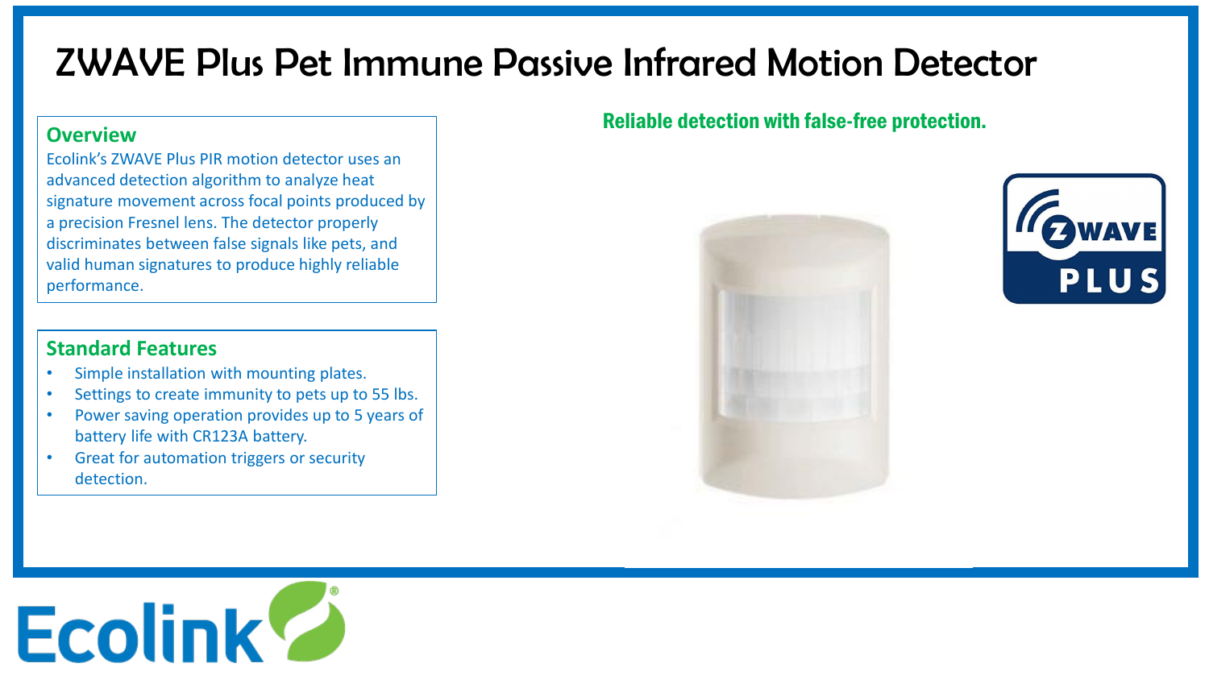# ZWAVE Plus Pet Immune Passive Infrared Motion Detector

**Reliable detection with false-free protection.**

## Overview

Ecolink's ZWAVE Plus PIR motion detector uses an advanced detection algorithm to analyze heat signature movement across focal points produced by a precision Fresnel lens. The detector properly discriminates between false signals like pets, and valid human signatures to produce highly reliable performance.

## Standard Features

- Simple installation with mounting plates.
- Settings to create immunity to pets up to 55 lbs.
- Power saving operation provides up to 5 years of battery life with CR123A battery.
- Great for automation triggers or security detection.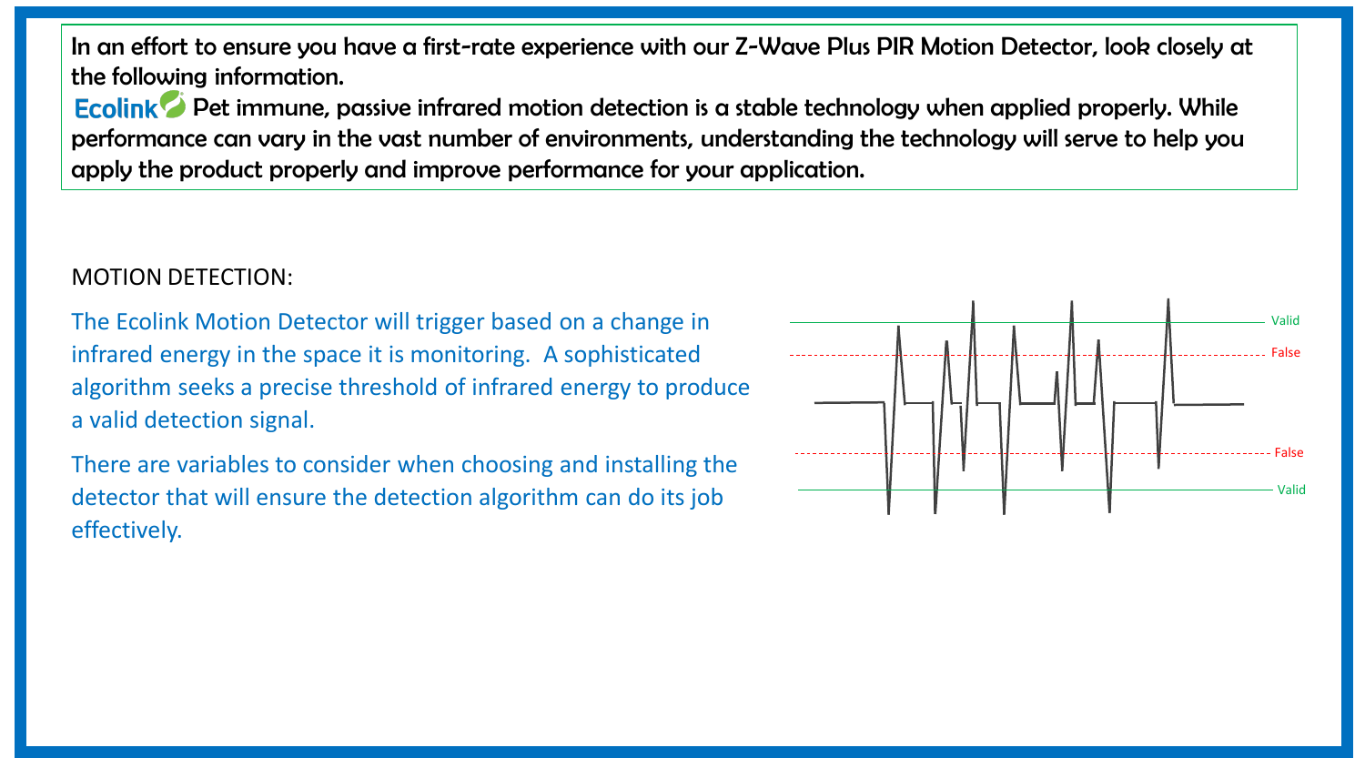In an effort to ensure you have a first-rate experience with our Z-Wave Plus PIR Motion Detector, look closely at the following information.

Ecolink Pet immune, passive infrared motion detection is a stable technology when applied properly. While performance can vary in the vast number of environments, understanding the technology will serve to help you apply the product properly and improve performance for your application.

## MOTION DETECTION:

The Ecolink Motion Detector will trigger based on a change in infrared energy in the space it is monitoring. A sophisticated algorithm seeks a precise threshold of infrared energy to produce a valid detection signal.

There are variables to consider when choosing and installing the detector that will ensure the detection algorithm can do its job effectively.

Valid
False
False
Valid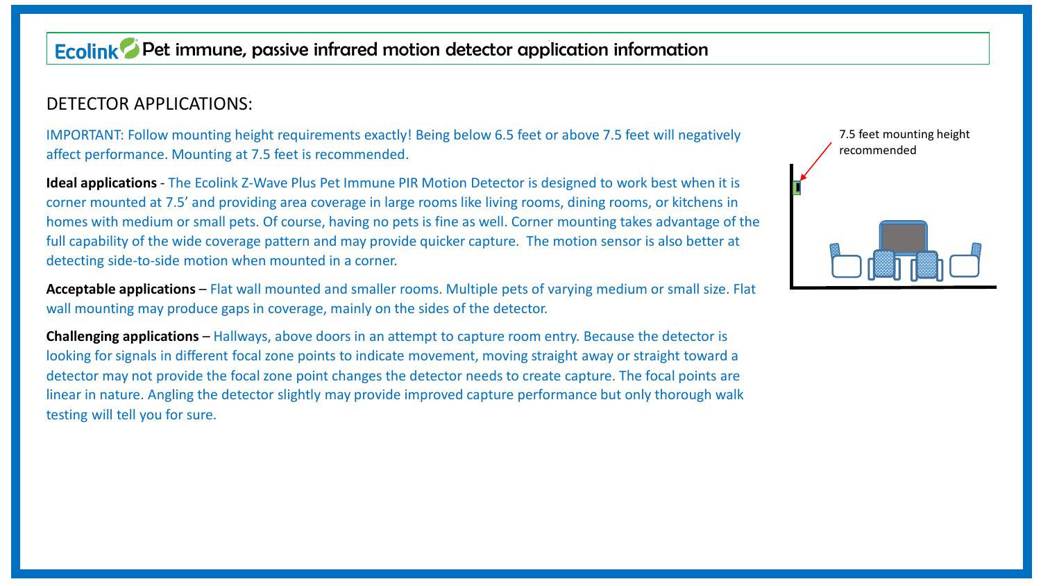# Ecolink Pet immune, passive infrared motion detector application information

## DETECTOR APPLICATIONS:

IMPORTANT: Follow mounting height requirements exactly! Being below 6.5 feet or above 7.5 feet will negatively affect performance. Mounting at 7.5 feet is recommended.

**Ideal applications** - The Ecolink Z-Wave Plus Pet Immune PIR Motion Detector is designed to work best when it is corner mounted at 7.5' and providing area coverage in large rooms like living rooms, dining rooms, or kitchens in homes with medium or small pets. Of course, having no pets is fine as well. Corner mounting takes advantage of the full capability of the wide coverage pattern and may provide quicker capture. The motion sensor is also better at detecting side-to-side motion when mounted in a corner.

**Acceptable applications** – Flat wall mounted and smaller rooms. Multiple pets of varying medium or small size. Flat wall mounting may produce gaps in coverage, mainly on the sides of the detector.

**Challenging applications** – Hallways, above doors in an attempt to capture room entry. Because the detector is looking for signals in different focal zone points to indicate movement, moving straight away or straight toward a detector may not provide the focal zone point changes the detector needs to create capture. The focal points are linear in nature. Angling the detector slightly may provide improved capture performance but only thorough walk testing will tell you for sure.

7.5 feet mounting height recommended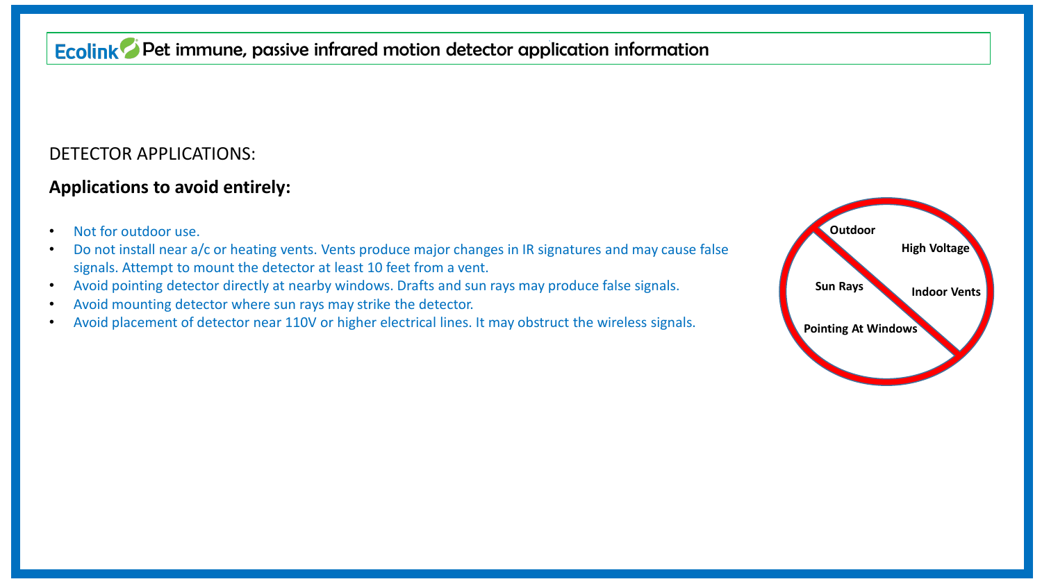# Ecolink Pet immune, passive infrared motion detector application information

DETECTOR APPLICATIONS:

## Applications to avoid entirely:

- Not for outdoor use.
- Do not install near a/c or heating vents. Vents produce major changes in IR signatures and may cause false signals. Attempt to mount the detector at least 10 feet from a vent.
- Avoid pointing detector directly at nearby windows. Drafts and sun rays may produce false signals.
- Avoid mounting detector where sun rays may strike the detector.
- Avoid placement of detector near 110V or higher electrical lines. It may obstruct the wireless signals.

Outdoor

High Voltage

Sun Rays

Indoor Vents

Pointing At Windows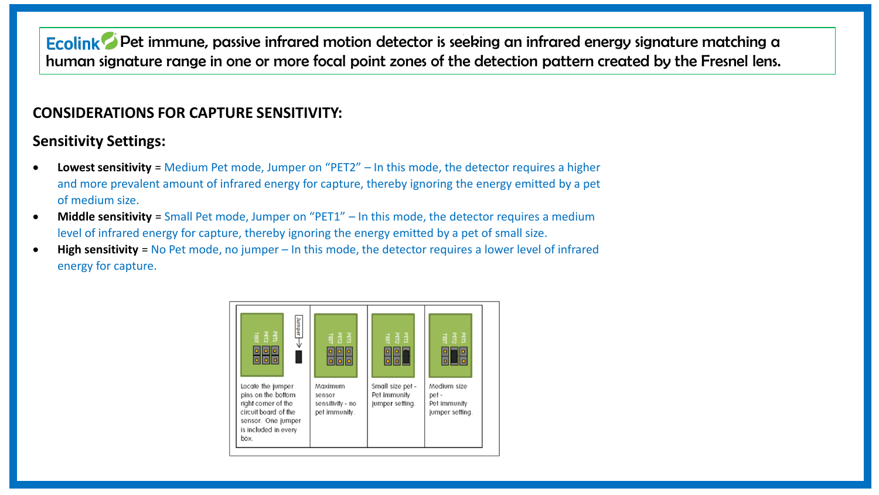**Ecolink** Pet immune, passive infrared motion detector is seeking an infrared energy signature matching a human signature range in one or more focal point zones of the detection pattern created by the Fresnel lens.

## CONSIDERATIONS FOR CAPTURE SENSITIVITY:

### Sensitivity Settings:

- **Lowest sensitivity** = Medium Pet mode, Jumper on "PET2" – In this mode, the detector requires a higher and more prevalent amount of infrared energy for capture, thereby ignoring the energy emitted by a pet of medium size.
- **Middle sensitivity** = Small Pet mode, Jumper on "PET1" – In this mode, the detector requires a medium level of infrared energy for capture, thereby ignoring the energy emitted by a pet of small size.
- **High sensitivity** = No Pet mode, no jumper – In this mode, the detector requires a lower level of infrared energy for capture.

| Locate the jumper pins on the bottom right corner of the circuit board of the sensor. One jumper is included in every box. | Maximum sensor sensitivity - no pet immunity. | Small size pet - Pet immunity jumper setting. | Medium size pet - Pet immunity jumper setting. |
|---|---|---|---|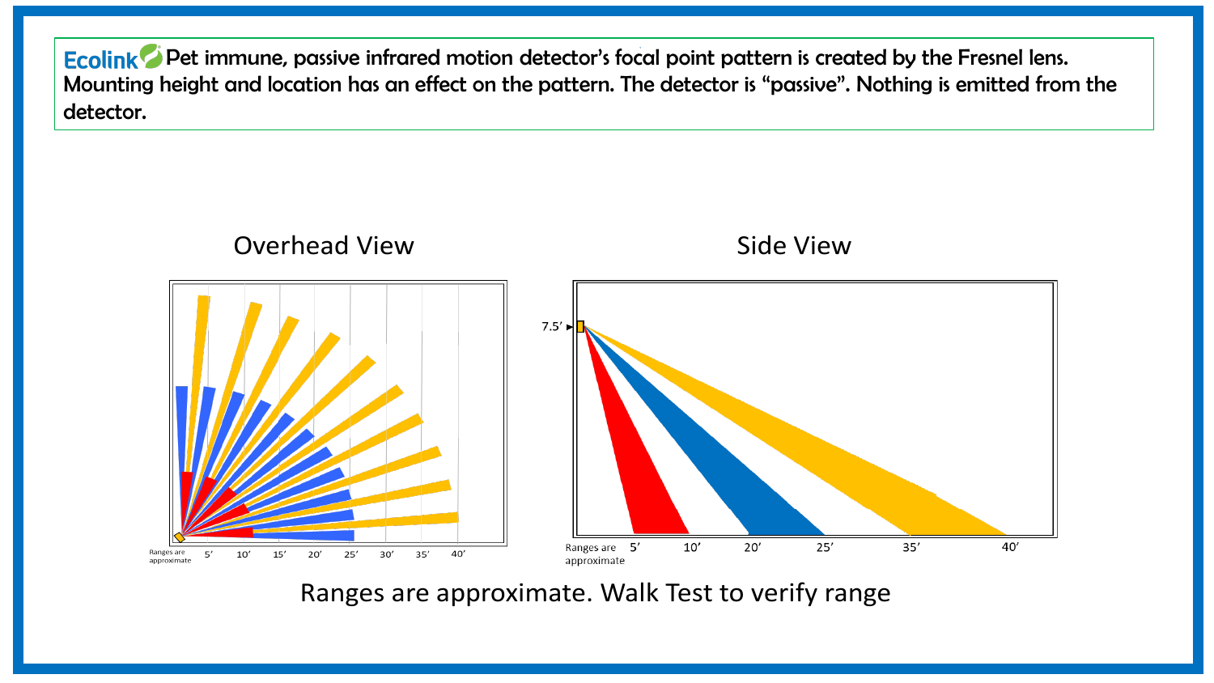Ecolink Pet immune, passive infrared motion detector's focal point pattern is created by the Fresnel lens. Mounting height and location has an effect on the pattern. The detector is "passive". Nothing is emitted from the detector.

Overhead View

Ranges are approximate 5' 10' 15' 20' 25' 30' 35' 40'

Side View

7.5'

Ranges are approximate 5' 10' 20' 25' 35' 40'

Ranges are approximate. Walk Test to verify range